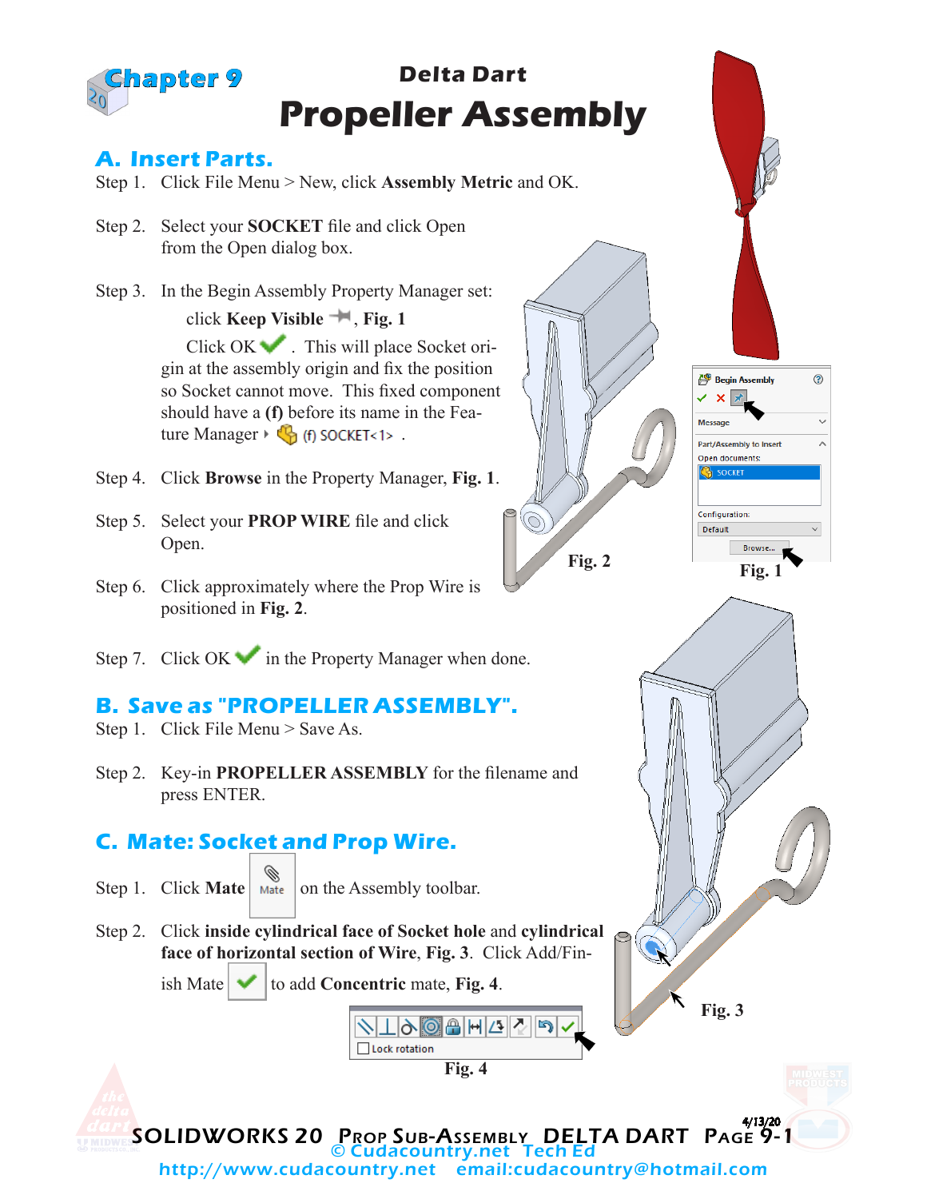# Chapter 9

## Delta Dart

# Propeller Assembly

## A. Insert Parts.

Step 1. Click File Menu > New, click **Assembly Metric** and OK.

Step 2. Select your **SOCKET** file and click Open from the Open dialog box.

Step 3. In the Begin Assembly Property Manager set:

click **Keep Visible**, **Fig. 1**

Click OK. This will place Socket origin at the assembly origin and fix the position so Socket cannot move. This fixed component should have a **(f)** before its name in the Feature Manager (f) SOCKET<1> .

Step 4. Click **Browse** in the Property Manager, **Fig. 1**.

Step 5. Select your **PROP WIRE** file and click Open.

Step 6. Click approximately where the Prop Wire is positioned in **Fig. 2**.

Step 7. Click OK in the Property Manager when done.

**Fig. 2**

**Fig. 1**

## B. Save as "PROPELLER ASSEMBLY".

Step 1. Click File Menu > Save As.

Step 2. Key-in **PROPELLER ASSEMBLY** for the filename and press ENTER.

## C. Mate: Socket and Prop Wire.

Step 1. Click **Mate** on the Assembly toolbar.

Step 2. Click **inside cylindrical face of Socket hole** and **cylindrical face of horizontal section of Wire**, **Fig. 3**. Click Add/Finish Mate to add **Concentric** mate, **Fig. 4**.

**Fig. 3**

**Fig. 4**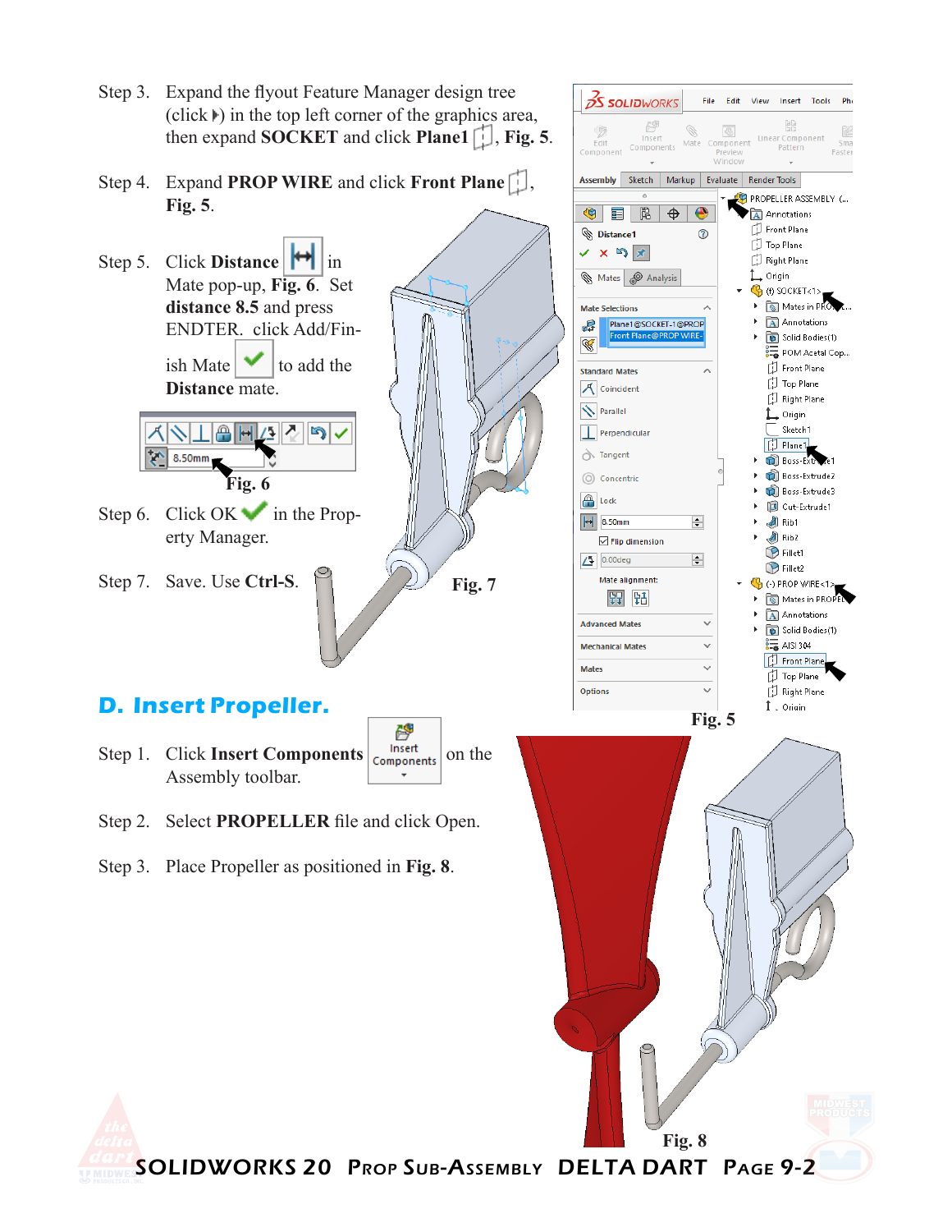Step 3. Expand the flyout Feature Manager design tree (click ▸) in the top left corner of the graphics area, then expand **SOCKET** and click **Plane1**, **Fig. 5**.

Step 4. Expand **PROP WIRE** and click **Front Plane**, **Fig. 5**.

Step 5. Click **Distance** in Mate pop-up, **Fig. 6**. Set **distance 8.5** and press ENDTER. click Add/Finish Mate to add the **Distance** mate.

Fig. 6

Step 6. Click OK in the Property Manager.

Step 7. Save. Use **Ctrl-S**.

Fig. 7

Fig. 5

## D. Insert Propeller.

Step 1. Click **Insert Components** on the Assembly toolbar.

Step 2. Select **PROPELLER** file and click Open.

Step 3. Place Propeller as positioned in **Fig. 8**.

Fig. 8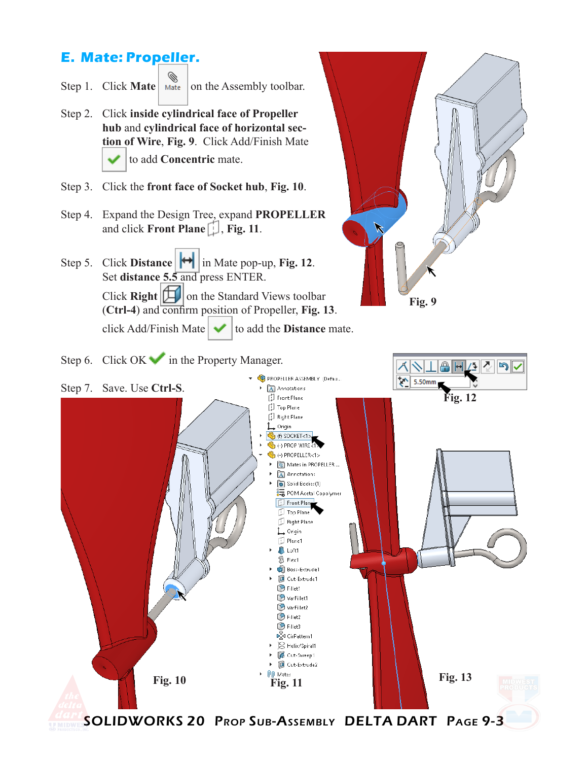## E. Mate: Propeller.

Step 1. Click **Mate** on the Assembly toolbar.

Step 2. Click **inside cylindrical face of Propeller hub** and **cylindrical face of horizontal section of Wire**, **Fig. 9**. Click Add/Finish Mate to add **Concentric** mate.

Step 3. Click the **front face of Socket hub**, **Fig. 10**.

Step 4. Expand the Design Tree, expand **PROPELLER** and click **Front Plane**, **Fig. 11**.

Step 5. Click **Distance** in Mate pop-up, **Fig. 12**. Set **distance 5.5** and press ENTER.

Click **Right** on the Standard Views toolbar (**Ctrl-4**) and confirm position of Propeller, **Fig. 13**.

click Add/Finish Mate to add the **Distance** mate.

Step 6. Click OK in the Property Manager.

Step 7. Save. Use **Ctrl-S**.

Fig. 9

5.50mm

Fig. 12

PROPELLER ASSEMBLY (Defau...
Annotations
Front Plane
Top Plane
Right Plane
Origin
(f) SOCKET<1>
(-) PROP WIRE<1>
(-) PROPELLER<1>
Mates in PROPELLER ...
Annotations
Solid Bodies(1)
POM Acetal Copolymer
Front Plane
Top Plane
Right Plane
Origin
Plane1
Loft1
Flex1
Boss-Extrude1
Cut-Extrude1
Fillet1
VarFillet1
VarFillet2
Fillet2
Fillet3
CirPattern1
Helix/Spiral1
Cut-Sweep1
Cut-Extrude2
Mates

Fig. 10

Fig. 11

Fig. 13